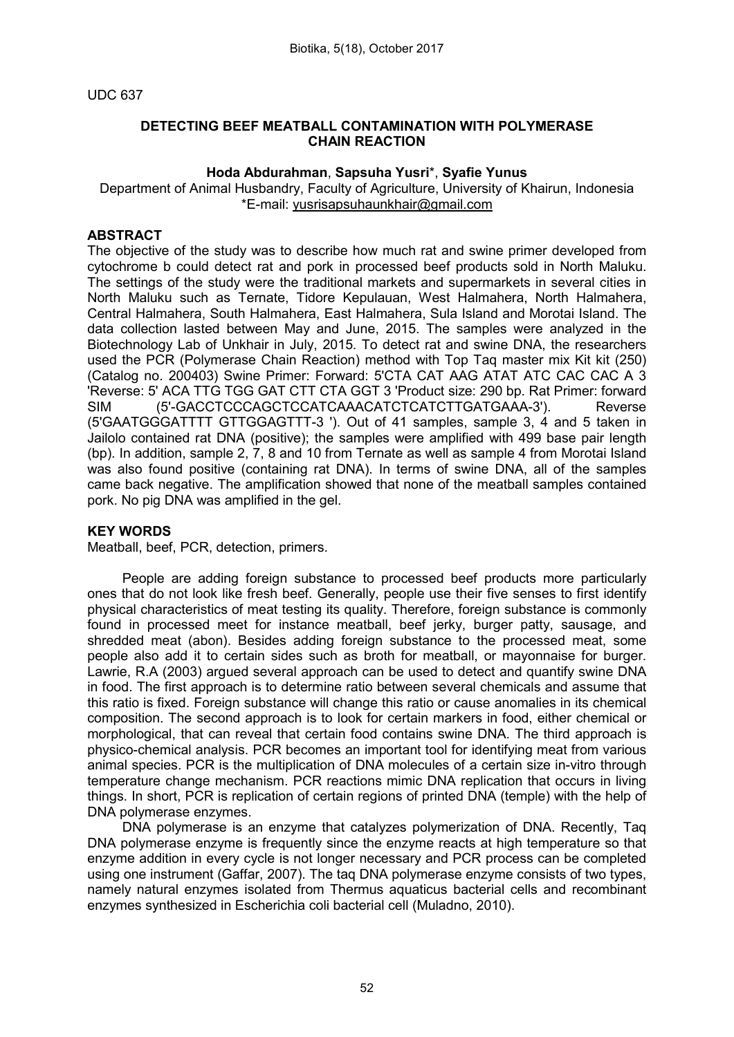UDC 637

# DETECTING BEEF MEATBALL CONTAMINATION WITH POLYMERASE CHAIN REACTION

**Hoda Abdurahman**, **Sapsuha Yusri***, **Syafie Yunus**

Department of Animal Husbandry, Faculty of Agriculture, University of Khairun, Indonesia
*E-mail: yusrisapsuhaunkhair@gmail.com

## ABSTRACT

The objective of the study was to describe how much rat and swine primer developed from cytochrome b could detect rat and pork in processed beef products sold in North Maluku. The settings of the study were the traditional markets and supermarkets in several cities in North Maluku such as Ternate, Tidore Kepulauan, West Halmahera, North Halmahera, Central Halmahera, South Halmahera, East Halmahera, Sula Island and Morotai Island. The data collection lasted between May and June, 2015. The samples were analyzed in the Biotechnology Lab of Unkhair in July, 2015. To detect rat and swine DNA, the researchers used the PCR (Polymerase Chain Reaction) method with Top Taq master mix Kit kit (250) (Catalog no. 200403) Swine Primer: Forward: 5'CTA CAT AAG ATAT ATC CAC CAC A 3 'Reverse: 5' ACA TTG TGG GAT CTT CTA GGT 3 'Product size: 290 bp. Rat Primer: forward SIM (5'-GACCTCCCAGCTCCATCAAACATCTCATCTTGATGAAA-3'). Reverse (5'GAATGGGATTTT GTTGGAGTTT-3 '). Out of 41 samples, sample 3, 4 and 5 taken in Jailolo contained rat DNA (positive); the samples were amplified with 499 base pair length (bp). In addition, sample 2, 7, 8 and 10 from Ternate as well as sample 4 from Morotai Island was also found positive (containing rat DNA). In terms of swine DNA, all of the samples came back negative. The amplification showed that none of the meatball samples contained pork. No pig DNA was amplified in the gel.

## KEY WORDS

Meatball, beef, PCR, detection, primers.

People are adding foreign substance to processed beef products more particularly ones that do not look like fresh beef. Generally, people use their five senses to first identify physical characteristics of meat testing its quality. Therefore, foreign substance is commonly found in processed meet for instance meatball, beef jerky, burger patty, sausage, and shredded meat (abon). Besides adding foreign substance to the processed meat, some people also add it to certain sides such as broth for meatball, or mayonnaise for burger. Lawrie, R.A (2003) argued several approach can be used to detect and quantify swine DNA in food. The first approach is to determine ratio between several chemicals and assume that this ratio is fixed. Foreign substance will change this ratio or cause anomalies in its chemical composition. The second approach is to look for certain markers in food, either chemical or morphological, that can reveal that certain food contains swine DNA. The third approach is physico-chemical analysis. PCR becomes an important tool for identifying meat from various animal species. PCR is the multiplication of DNA molecules of a certain size in-vitro through temperature change mechanism. PCR reactions mimic DNA replication that occurs in living things. In short, PCR is replication of certain regions of printed DNA (temple) with the help of DNA polymerase enzymes.

DNA polymerase is an enzyme that catalyzes polymerization of DNA. Recently, Taq DNA polymerase enzyme is frequently since the enzyme reacts at high temperature so that enzyme addition in every cycle is not longer necessary and PCR process can be completed using one instrument (Gaffar, 2007). The taq DNA polymerase enzyme consists of two types, namely natural enzymes isolated from Thermus aquaticus bacterial cells and recombinant enzymes synthesized in Escherichia coli bacterial cell (Muladno, 2010).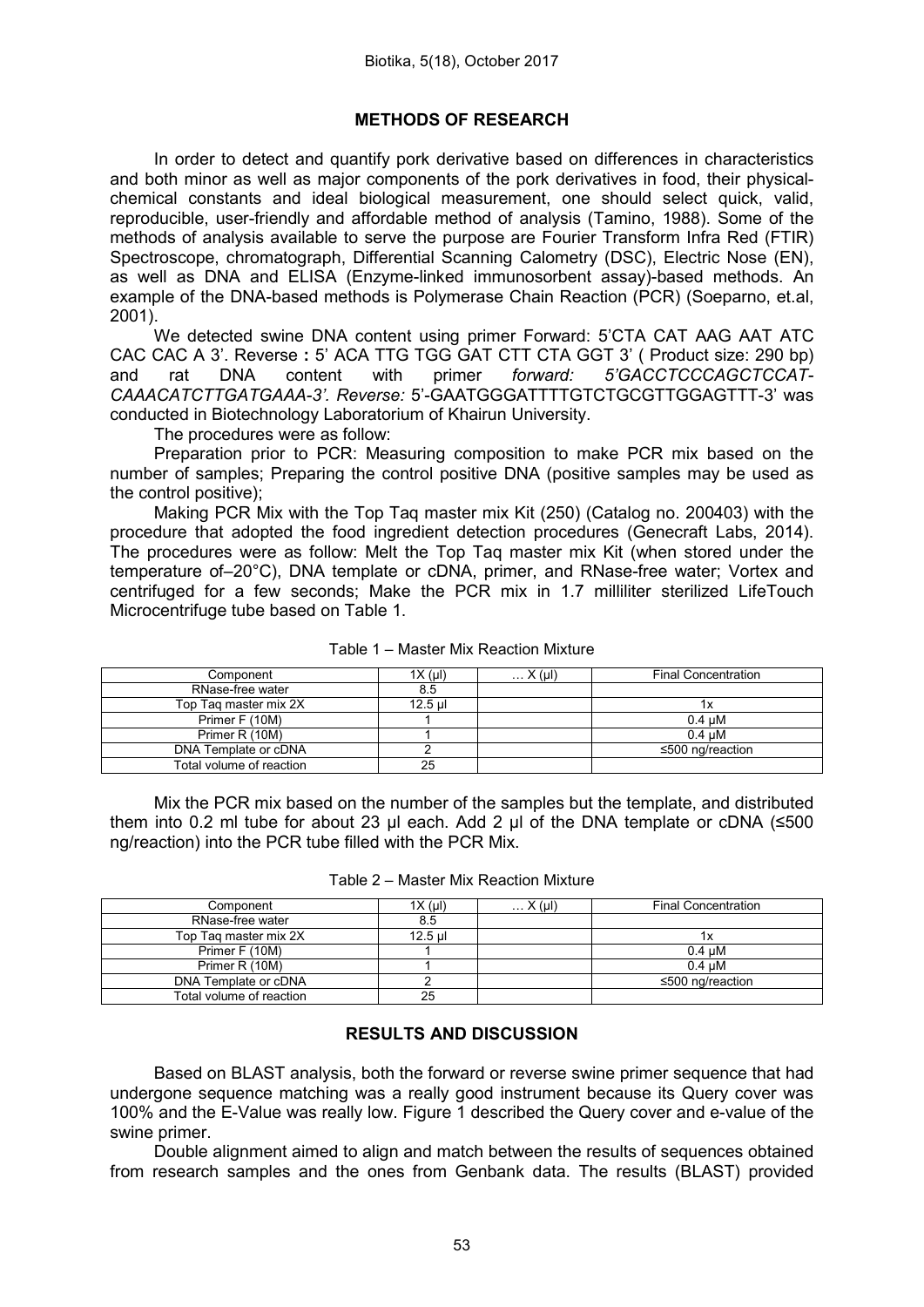## METHODS OF RESEARCH

In order to detect and quantify pork derivative based on differences in characteristics and both minor as well as major components of the pork derivatives in food, their physical-chemical constants and ideal biological measurement, one should select quick, valid, reproducible, user-friendly and affordable method of analysis (Tamino, 1988). Some of the methods of analysis available to serve the purpose are Fourier Transform Infra Red (FTIR) Spectroscope, chromatograph, Differential Scanning Calometry (DSC), Electric Nose (EN), as well as DNA and ELISA (Enzyme-linked immunosorbent assay)-based methods. An example of the DNA-based methods is Polymerase Chain Reaction (PCR) (Soeparno, et.al, 2001).

We detected swine DNA content using primer Forward: 5'CTA CAT AAG AAT ATC CAC CAC A 3'. Reverse **:** 5' ACA TTG TGG GAT CTT CTA GGT 3' ( Product size: 290 bp) and rat DNA content with primer *forward: 5'GACCTCCCAGCTCCAT-CAAACATCTTGATGAAA-3'. Reverse:* 5'-GAATGGGATTTTGTCTGCGTTGGAGTTT-3' was conducted in Biotechnology Laboratorium of Khairun University.

The procedures were as follow:

Preparation prior to PCR: Measuring composition to make PCR mix based on the number of samples; Preparing the control positive DNA (positive samples may be used as the control positive);

Making PCR Mix with the Top Taq master mix Kit (250) (Catalog no. 200403) with the procedure that adopted the food ingredient detection procedures (Genecraft Labs, 2014). The procedures were as follow: Melt the Top Taq master mix Kit (when stored under the temperature of–20°C), DNA template or cDNA, primer, and RNase-free water; Vortex and centrifuged for a few seconds; Make the PCR mix in 1.7 milliliter sterilized LifeTouch Microcentrifuge tube based on Table 1.

Table 1 – Master Mix Reaction Mixture

| Component | 1X (µl) | … X (µl) | Final Concentration |
|---|---|---|---|
| RNase-free water | 8.5 | | |
| Top Taq master mix 2X | 12.5 µl | | 1x |
| Primer F (10M) | 1 | | 0.4 µM |
| Primer R (10M) | 1 | | 0.4 µM |
| DNA Template or cDNA | 2 | | ≤500 ng/reaction |
| Total volume of reaction | 25 | | |

Mix the PCR mix based on the number of the samples but the template, and distributed them into 0.2 ml tube for about 23 µl each. Add 2 µl of the DNA template or cDNA (≤500 ng/reaction) into the PCR tube filled with the PCR Mix.

Table 2 – Master Mix Reaction Mixture

| Component | 1X (µl) | … X (µl) | Final Concentration |
|---|---|---|---|
| RNase-free water | 8.5 | | |
| Top Taq master mix 2X | 12.5 µl | | 1x |
| Primer F (10M) | 1 | | 0.4 µM |
| Primer R (10M) | 1 | | 0.4 µM |
| DNA Template or cDNA | 2 | | ≤500 ng/reaction |
| Total volume of reaction | 25 | | |

## RESULTS AND DISCUSSION

Based on BLAST analysis, both the forward or reverse swine primer sequence that had undergone sequence matching was a really good instrument because its Query cover was 100% and the E-Value was really low. Figure 1 described the Query cover and e-value of the swine primer.

Double alignment aimed to align and match between the results of sequences obtained from research samples and the ones from Genbank data. The results (BLAST) provided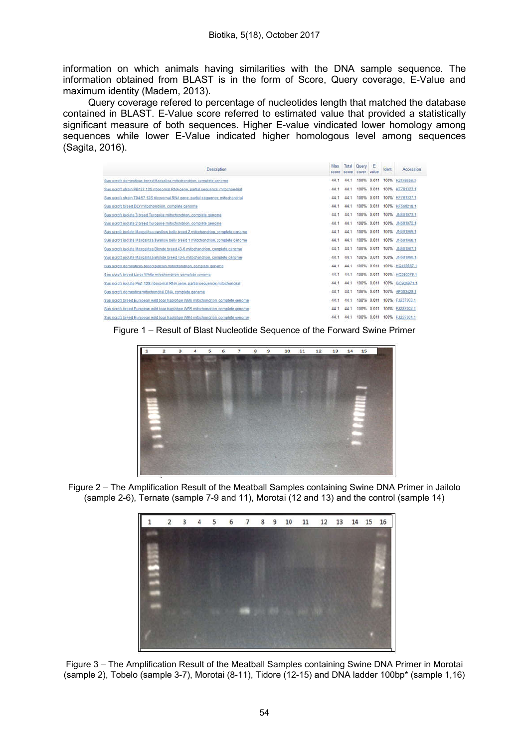information on which animals having similarities with the DNA sample sequence. The information obtained from BLAST is in the form of Score, Query coverage, E-Value and maximum identity (Madem, 2013).

Query coverage refered to percentage of nucleotides length that matched the database contained in BLAST. E-Value score referred to estimated value that provided a statistically significant measure of both sequences. Higher E-value vindicated lower homology among sequences while lower E-Value indicated higher homologous level among sequences (Sagita, 2016).

| Description | Max score | Total score | Query cover | E value | Ident | Accession |
|---|---|---|---|---|---|---|
| Sus scrofa domesticus breed Mangalica mitochondrion, complete genome | 44.1 | 44.1 | 100% | 0.011 | 100% | KJ746666.1 |
| Sus scrofa strain PB137 12S ribosomal RNA gene, partial sequence; mitochondrial | 44.1 | 44.1 | 100% | 0.011 | 100% | KF781323.1 |
| Sus scrofa strain T04-57 12S ribosomal RNA gene, partial sequence; mitochondrial | 44.1 | 44.1 | 100% | 0.011 | 100% | KF781337.1 |
| Sus scrofa breed DLY mitochondrion, complete genome | 44.1 | 44.1 | 100% | 0.011 | 100% | KF569218.1 |
| Sus scrofa isolate 3 breed Turopolje mitochondrion, complete genome | 44.1 | 44.1 | 100% | 0.011 | 100% | JN601073.1 |
| Sus scrofa isolate 2 breed Turopolje mitochondrion, complete genome | 44.1 | 44.1 | 100% | 0.011 | 100% | JN601072.1 |
| Sus scrofa isolate Mangalitsa swallow belly breed 2 mitochondrion, complete genome | 44.1 | 44.1 | 100% | 0.011 | 100% | JN601069.1 |
| Sus scrofa isolate Mangalitsa swallow belly breed 1 mitochondrion, complete genome | 44.1 | 44.1 | 100% | 0.011 | 100% | JN601068.1 |
| Sus scrofa isolate Mangalitsa Blonde breed 43-6 mitochondrion, complete genome | 44.1 | 44.1 | 100% | 0.011 | 100% | JN601067.1 |
| Sus scrofa isolate Mangalitsa Blonde breed 43-5 mitochondrion, complete genome | 44.1 | 44.1 | 100% | 0.011 | 100% | JN601066.1 |
| Sus scrofa domesticus breed pietrain mitochondrion, complete genome | 44.1 | 44.1 | 100% | 0.011 | 100% | KC469587.1 |
| Sus scrofa breed Large White mitochondrion, complete genome | 44.1 | 44.1 | 100% | 0.011 | 100% | KC250275.1 |
| Sus scrofa isolate Pig1 12S ribosomal RNA gene, partial sequence; mitochondrial | 44.1 | 44.1 | 100% | 0.011 | 100% | GQ926971.1 |
| Sus scrofa domestica mitochondrial DNA, complete genome | 44.1 | 44.1 | 100% | 0.011 | 100% | AP003428.1 |
| Sus scrofa breed European wild boar haplotype WB6 mitochondrion, complete genome | 44.1 | 44.1 | 100% | 0.011 | 100% | FJ237003.1 |
| Sus scrofa breed European wild boar haplotype WB5 mitochondrion, complete genome | 44.1 | 44.1 | 100% | 0.011 | 100% | FJ237002.1 |
| Sus scrofa breed European wild boar haplotype WB4 mitochondrion, complete genome | 44.1 | 44.1 | 100% | 0.011 | 100% | FJ237001.1 |

Figure 1 – Result of Blast Nucleotide Sequence of the Forward Swine Primer

Figure 2 – The Amplification Result of the Meatball Samples containing Swine DNA Primer in Jailolo (sample 2-6), Ternate (sample 7-9 and 11), Morotai (12 and 13) and the control (sample 14)

Figure 3 – The Amplification Result of the Meatball Samples containing Swine DNA Primer in Morotai (sample 2), Tobelo (sample 3-7), Morotai (8-11), Tidore (12-15) and DNA ladder 100bp* (sample 1,16)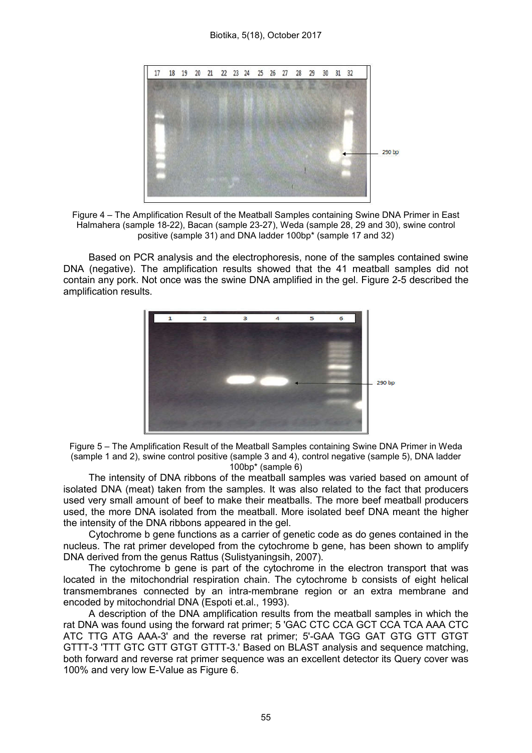Figure 4 – The Amplification Result of the Meatball Samples containing Swine DNA Primer in East Halmahera (sample 18-22), Bacan (sample 23-27), Weda (sample 28, 29 and 30), swine control positive (sample 31) and DNA ladder 100bp* (sample 17 and 32)

Based on PCR analysis and the electrophoresis, none of the samples contained swine DNA (negative). The amplification results showed that the 41 meatball samples did not contain any pork. Not once was the swine DNA amplified in the gel. Figure 2-5 described the amplification results.

Figure 5 – The Amplification Result of the Meatball Samples containing Swine DNA Primer in Weda (sample 1 and 2), swine control positive (sample 3 and 4), control negative (sample 5), DNA ladder 100bp* (sample 6)

The intensity of DNA ribbons of the meatball samples was varied based on amount of isolated DNA (meat) taken from the samples. It was also related to the fact that producers used very small amount of beef to make their meatballs. The more beef meatball producers used, the more DNA isolated from the meatball. More isolated beef DNA meant the higher the intensity of the DNA ribbons appeared in the gel.

Cytochrome b gene functions as a carrier of genetic code as do genes contained in the nucleus. The rat primer developed from the cytochrome b gene, has been shown to amplify DNA derived from the genus Rattus (Sulistyaningsih, 2007).

The cytochrome b gene is part of the cytochrome in the electron transport that was located in the mitochondrial respiration chain. The cytochrome b consists of eight helical transmembranes connected by an intra-membrane region or an extra membrane and encoded by mitochondrial DNA (Espoti et.al., 1993).

A description of the DNA amplification results from the meatball samples in which the rat DNA was found using the forward rat primer; 5 'GAC CTC CCA GCT CCA TCA AAA CTC ATC TTG ATG AAA-3' and the reverse rat primer; 5'-GAA TGG GAT GTG GTT GTGT GTTT-3 'TTT GTC GTT GTGT GTTT-3.' Based on BLAST analysis and sequence matching, both forward and reverse rat primer sequence was an excellent detector its Query cover was 100% and very low E-Value as Figure 6.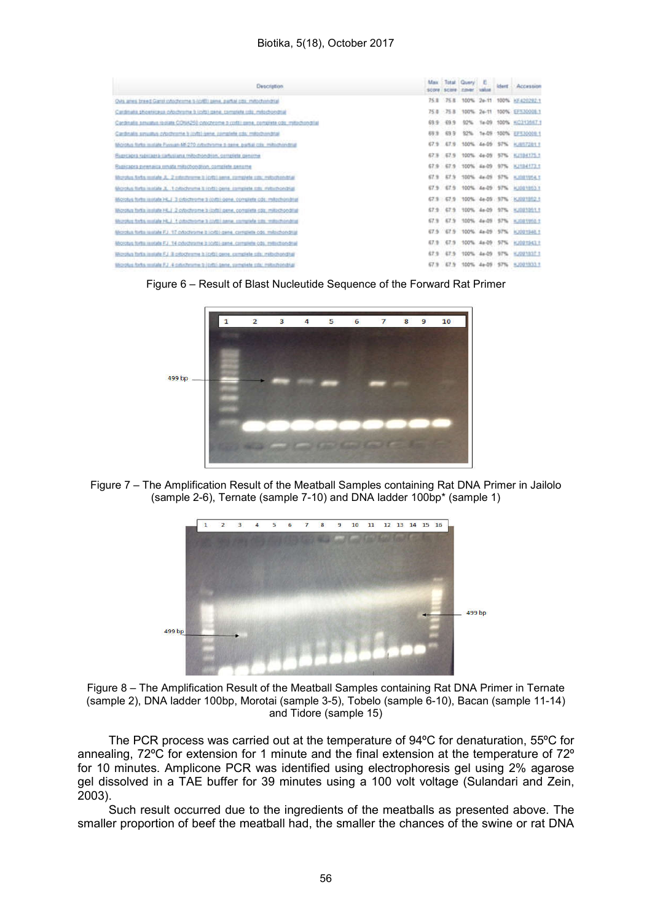| Description | Max score | Total score | Query cover | E value | Ident | Accession |
|---|---|---|---|---|---|---|
| Ovis aries breed Garol cytochrome b (cytb) gene, partial cds; mitochondrial | 75.8 | 75.8 | 100% | 2e-11 | 100% | KF420282.1 |
| Cardinalis phoeniceus cytochrome b (cytb) gene, complete cds; mitochondrial | 75.8 | 75.8 | 100% | 2e-11 | 100% | EF530008.1 |
| Cardinalis sinuatus isolate CON4250 cytochrome b (cytb) gene, complete cds; mitochondrial | 69.9 | 69.9 | 92% | 1e-09 | 100% | KC213087.1 |
| Cardinalis sinuatus cytochrome b (cytb) gene, complete cds; mitochondrial | 69.9 | 69.9 | 92% | 1e-09 | 100% | EF530009.1 |
| Microtus fortis isolate Fuxian-MF270 cytochrome b gene, partial cds; mitochondrial | 67.9 | 67.9 | 100% | 4e-09 | 97% | KJ857281.1 |
| Rupicapra rupicapra cartusiana mitochondrion, complete genome | 67.9 | 67.9 | 100% | 4e-09 | 97% | KJ194175.1 |
| Rupicapra pyrenaica ornata mitochondrion, complete genome | 67.9 | 67.9 | 100% | 4e-09 | 97% | KJ194173.1 |
| Microtus fortis isolate JL 2 cytochrome b (cytb) gene, complete cds; mitochondrial | 67.9 | 67.9 | 100% | 4e-09 | 97% | KJ081954.1 |
| Microtus fortis isolate JL 1 cytochrome b (cytb) gene, complete cds; mitochondrial | 67.9 | 67.9 | 100% | 4e-09 | 97% | KJ081953.1 |
| Microtus fortis isolate HLJ 3 cytochrome b (cytb) gene, complete cds; mitochondrial | 67.9 | 67.9 | 100% | 4e-09 | 97% | KJ081952.1 |
| Microtus fortis isolate HLJ 2 cytochrome b (cytb) gene, complete cds; mitochondrial | 67.9 | 67.9 | 100% | 4e-09 | 97% | KJ081951.1 |
| Microtus fortis isolate HLJ 1 cytochrome b (cytb) gene, complete cds; mitochondrial | 67.9 | 67.9 | 100% | 4e-09 | 97% | KJ081950.1 |
| Microtus fortis isolate FJ 17 cytochrome b (cytb) gene, complete cds; mitochondrial | 67.9 | 67.9 | 100% | 4e-09 | 97% | KJ081946.1 |
| Microtus fortis isolate FJ 14 cytochrome b (cytb) gene, complete cds; mitochondrial | 67.9 | 67.9 | 100% | 4e-09 | 97% | KJ081943.1 |
| Microtus fortis isolate FJ 8 cytochrome b (cytb) gene, complete cds; mitochondrial | 67.9 | 67.9 | 100% | 4e-09 | 97% | KJ081937.1 |
| Microtus fortis isolate FJ 4 cytochrome b (cytb) gene, complete cds; mitochondrial | 67.9 | 67.9 | 100% | 4e-09 | 97% | KJ081933.1 |

Figure 6 – Result of Blast Nucleutide Sequence of the Forward Rat Primer

Figure 7 – The Amplification Result of the Meatball Samples containing Rat DNA Primer in Jailolo (sample 2-6), Ternate (sample 7-10) and DNA ladder 100bp* (sample 1)

Figure 8 – The Amplification Result of the Meatball Samples containing Rat DNA Primer in Ternate (sample 2), DNA ladder 100bp, Morotai (sample 3-5), Tobelo (sample 6-10), Bacan (sample 11-14) and Tidore (sample 15)

The PCR process was carried out at the temperature of 94ºC for denaturation, 55ºC for annealing, 72ºC for extension for 1 minute and the final extension at the temperature of 72º for 10 minutes. Amplicone PCR was identified using electrophoresis gel using 2% agarose gel dissolved in a TAE buffer for 39 minutes using a 100 volt voltage (Sulandari and Zein, 2003).

Such result occurred due to the ingredients of the meatballs as presented above. The smaller proportion of beef the meatball had, the smaller the chances of the swine or rat DNA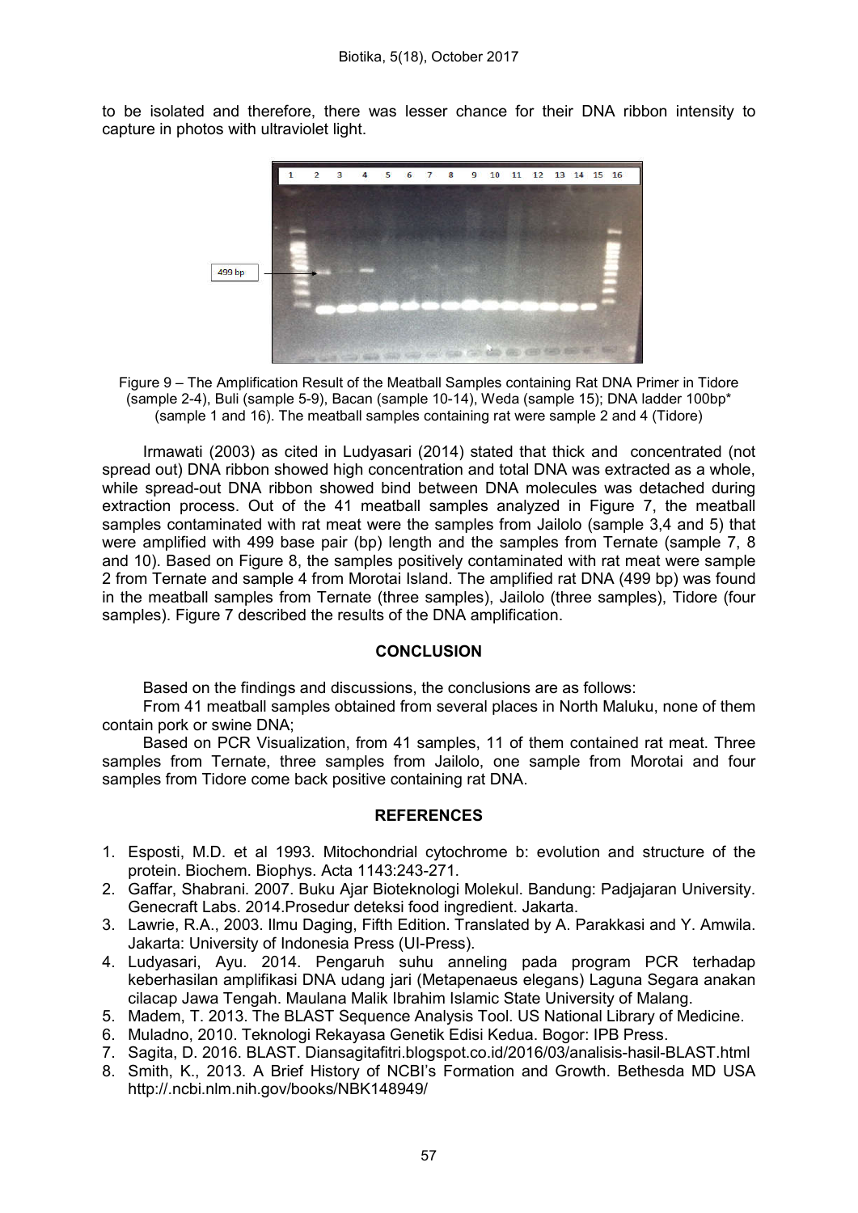to be isolated and therefore, there was lesser chance for their DNA ribbon intensity to capture in photos with ultraviolet light.

1 2 3 4 5 6 7 8 9 10 11 12 13 14 15 16

499 bp

Figure 9 – The Amplification Result of the Meatball Samples containing Rat DNA Primer in Tidore (sample 2-4), Buli (sample 5-9), Bacan (sample 10-14), Weda (sample 15); DNA ladder 100bp* (sample 1 and 16). The meatball samples containing rat were sample 2 and 4 (Tidore)

Irmawati (2003) as cited in Ludyasari (2014) stated that thick and concentrated (not spread out) DNA ribbon showed high concentration and total DNA was extracted as a whole, while spread-out DNA ribbon showed bind between DNA molecules was detached during extraction process. Out of the 41 meatball samples analyzed in Figure 7, the meatball samples contaminated with rat meat were the samples from Jailolo (sample 3,4 and 5) that were amplified with 499 base pair (bp) length and the samples from Ternate (sample 7, 8 and 10). Based on Figure 8, the samples positively contaminated with rat meat were sample 2 from Ternate and sample 4 from Morotai Island. The amplified rat DNA (499 bp) was found in the meatball samples from Ternate (three samples), Jailolo (three samples), Tidore (four samples). Figure 7 described the results of the DNA amplification.

## CONCLUSION

Based on the findings and discussions, the conclusions are as follows:

From 41 meatball samples obtained from several places in North Maluku, none of them contain pork or swine DNA;

Based on PCR Visualization, from 41 samples, 11 of them contained rat meat. Three samples from Ternate, three samples from Jailolo, one sample from Morotai and four samples from Tidore come back positive containing rat DNA.

## REFERENCES

1. Esposti, M.D. et al 1993. Mitochondrial cytochrome b: evolution and structure of the protein. Biochem. Biophys. Acta 1143:243-271.
2. Gaffar, Shabrani. 2007. Buku Ajar Bioteknologi Molekul. Bandung: Padjajaran University. Genecraft Labs. 2014.Prosedur deteksi food ingredient. Jakarta.
3. Lawrie, R.A., 2003. Ilmu Daging, Fifth Edition. Translated by A. Parakkasi and Y. Amwila. Jakarta: University of Indonesia Press (UI-Press).
4. Ludyasari, Ayu. 2014. Pengaruh suhu anneling pada program PCR terhadap keberhasilan amplifikasi DNA udang jari (Metapenaeus elegans) Laguna Segara anakan cilacap Jawa Tengah. Maulana Malik Ibrahim Islamic State University of Malang.
5. Madem, T. 2013. The BLAST Sequence Analysis Tool. US National Library of Medicine.
6. Muladno, 2010. Teknologi Rekayasa Genetik Edisi Kedua. Bogor: IPB Press.
7. Sagita, D. 2016. BLAST. Diansagitafitri.blogspot.co.id/2016/03/analisis-hasil-BLAST.html
8. Smith, K., 2013. A Brief History of NCBI's Formation and Growth. Bethesda MD USA http://.ncbi.nlm.nih.gov/books/NBK148949/